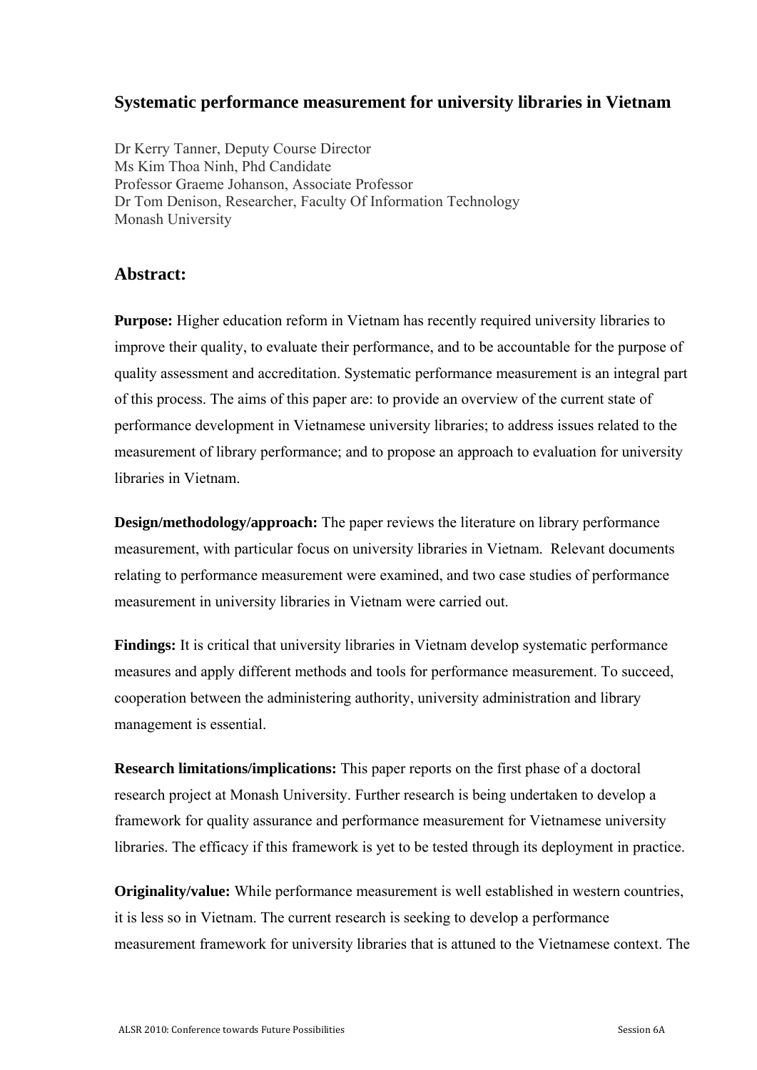## Systematic performance measurement for university libraries in Vietnam

Dr Kerry Tanner, Deputy Course Director
Ms Kim Thoa Ninh, Phd Candidate
Professor Graeme Johanson, Associate Professor
Dr Tom Denison, Researcher, Faculty Of Information Technology
Monash University

## Abstract:

**Purpose:** Higher education reform in Vietnam has recently required university libraries to improve their quality, to evaluate their performance, and to be accountable for the purpose of quality assessment and accreditation. Systematic performance measurement is an integral part of this process. The aims of this paper are: to provide an overview of the current state of performance development in Vietnamese university libraries; to address issues related to the measurement of library performance; and to propose an approach to evaluation for university libraries in Vietnam.

**Design/methodology/approach:** The paper reviews the literature on library performance measurement, with particular focus on university libraries in Vietnam. Relevant documents relating to performance measurement were examined, and two case studies of performance measurement in university libraries in Vietnam were carried out.

**Findings:** It is critical that university libraries in Vietnam develop systematic performance measures and apply different methods and tools for performance measurement. To succeed, cooperation between the administering authority, university administration and library management is essential.

**Research limitations/implications:** This paper reports on the first phase of a doctoral research project at Monash University. Further research is being undertaken to develop a framework for quality assurance and performance measurement for Vietnamese university libraries. The efficacy if this framework is yet to be tested through its deployment in practice.

**Originality/value:** While performance measurement is well established in western countries, it is less so in Vietnam. The current research is seeking to develop a performance measurement framework for university libraries that is attuned to the Vietnamese context. The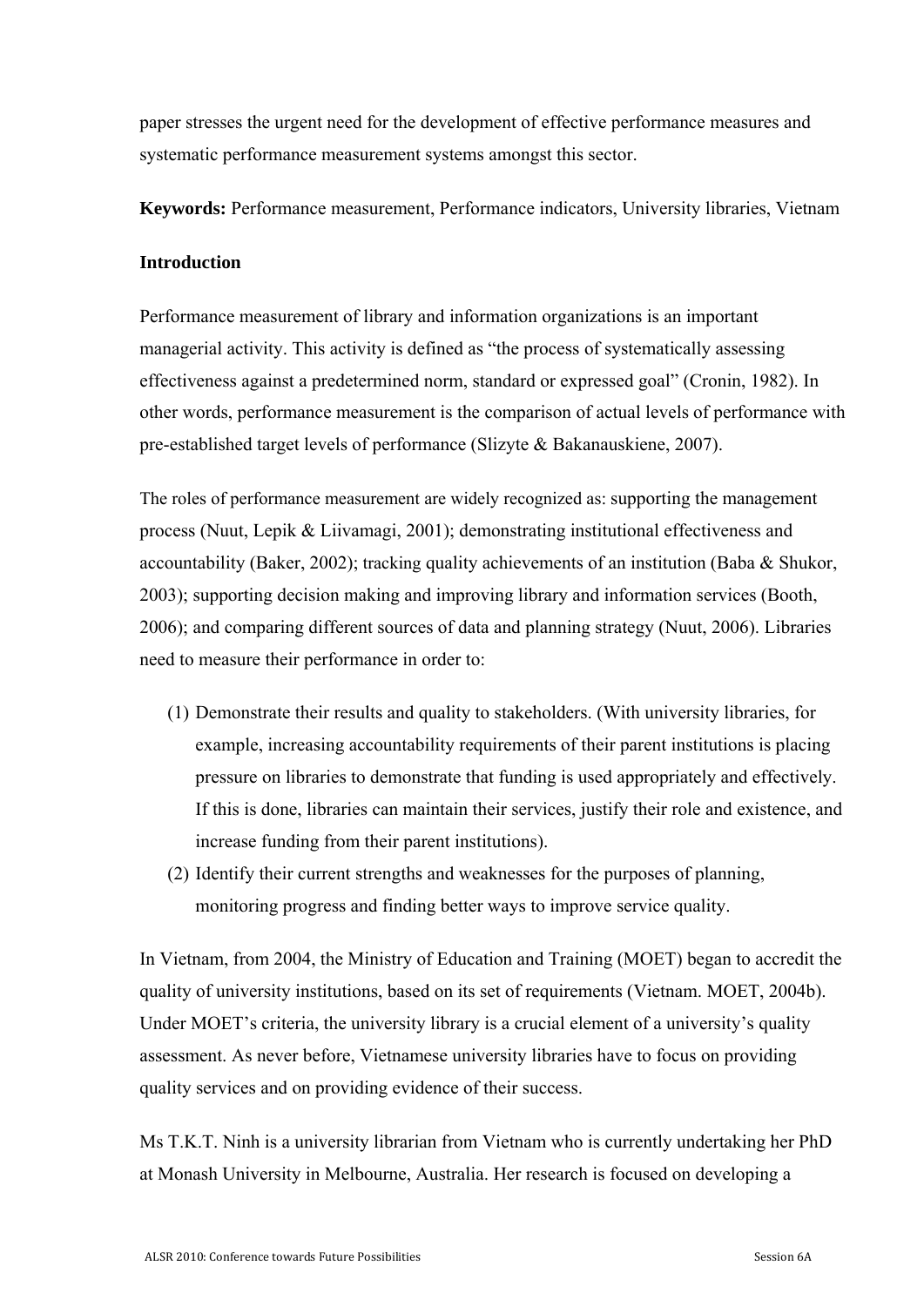paper stresses the urgent need for the development of effective performance measures and systematic performance measurement systems amongst this sector.

**Keywords:** Performance measurement, Performance indicators, University libraries, Vietnam

## Introduction

Performance measurement of library and information organizations is an important managerial activity. This activity is defined as "the process of systematically assessing effectiveness against a predetermined norm, standard or expressed goal" (Cronin, 1982). In other words, performance measurement is the comparison of actual levels of performance with pre-established target levels of performance (Slizyte & Bakanauskiene, 2007).

The roles of performance measurement are widely recognized as: supporting the management process (Nuut, Lepik & Liivamagi, 2001); demonstrating institutional effectiveness and accountability (Baker, 2002); tracking quality achievements of an institution (Baba & Shukor, 2003); supporting decision making and improving library and information services (Booth, 2006); and comparing different sources of data and planning strategy (Nuut, 2006). Libraries need to measure their performance in order to:

(1) Demonstrate their results and quality to stakeholders. (With university libraries, for example, increasing accountability requirements of their parent institutions is placing pressure on libraries to demonstrate that funding is used appropriately and effectively. If this is done, libraries can maintain their services, justify their role and existence, and increase funding from their parent institutions).
(2) Identify their current strengths and weaknesses for the purposes of planning, monitoring progress and finding better ways to improve service quality.

In Vietnam, from 2004, the Ministry of Education and Training (MOET) began to accredit the quality of university institutions, based on its set of requirements (Vietnam. MOET, 2004b). Under MOET's criteria, the university library is a crucial element of a university's quality assessment. As never before, Vietnamese university libraries have to focus on providing quality services and on providing evidence of their success.

Ms T.K.T. Ninh is a university librarian from Vietnam who is currently undertaking her PhD at Monash University in Melbourne, Australia. Her research is focused on developing a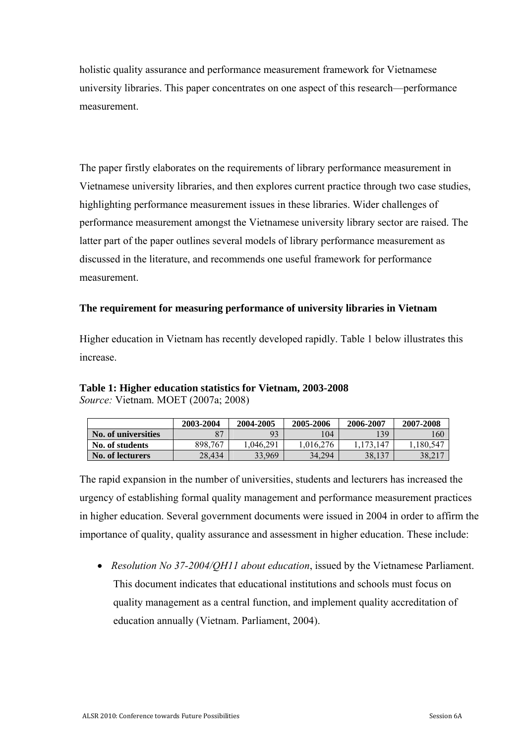holistic quality assurance and performance measurement framework for Vietnamese university libraries. This paper concentrates on one aspect of this research—performance measurement.

The paper firstly elaborates on the requirements of library performance measurement in Vietnamese university libraries, and then explores current practice through two case studies, highlighting performance measurement issues in these libraries. Wider challenges of performance measurement amongst the Vietnamese university library sector are raised. The latter part of the paper outlines several models of library performance measurement as discussed in the literature, and recommends one useful framework for performance measurement.

## The requirement for measuring performance of university libraries in Vietnam

Higher education in Vietnam has recently developed rapidly. Table 1 below illustrates this increase.

**Table 1: Higher education statistics for Vietnam, 2003-2008**
*Source:* Vietnam. MOET (2007a; 2008)

| | 2003-2004 | 2004-2005 | 2005-2006 | 2006-2007 | 2007-2008 |
|---|---|---|---|---|---|
| **No. of universities** | 87 | 93 | 104 | 139 | 160 |
| **No. of students** | 898,767 | 1,046,291 | 1,016,276 | 1,173,147 | 1,180,547 |
| **No. of lecturers** | 28,434 | 33,969 | 34,294 | 38,137 | 38,217 |

The rapid expansion in the number of universities, students and lecturers has increased the urgency of establishing formal quality management and performance measurement practices in higher education. Several government documents were issued in 2004 in order to affirm the importance of quality, quality assurance and assessment in higher education. These include:

- *Resolution No 37-2004/QH11 about education*, issued by the Vietnamese Parliament. This document indicates that educational institutions and schools must focus on quality management as a central function, and implement quality accreditation of education annually (Vietnam. Parliament, 2004).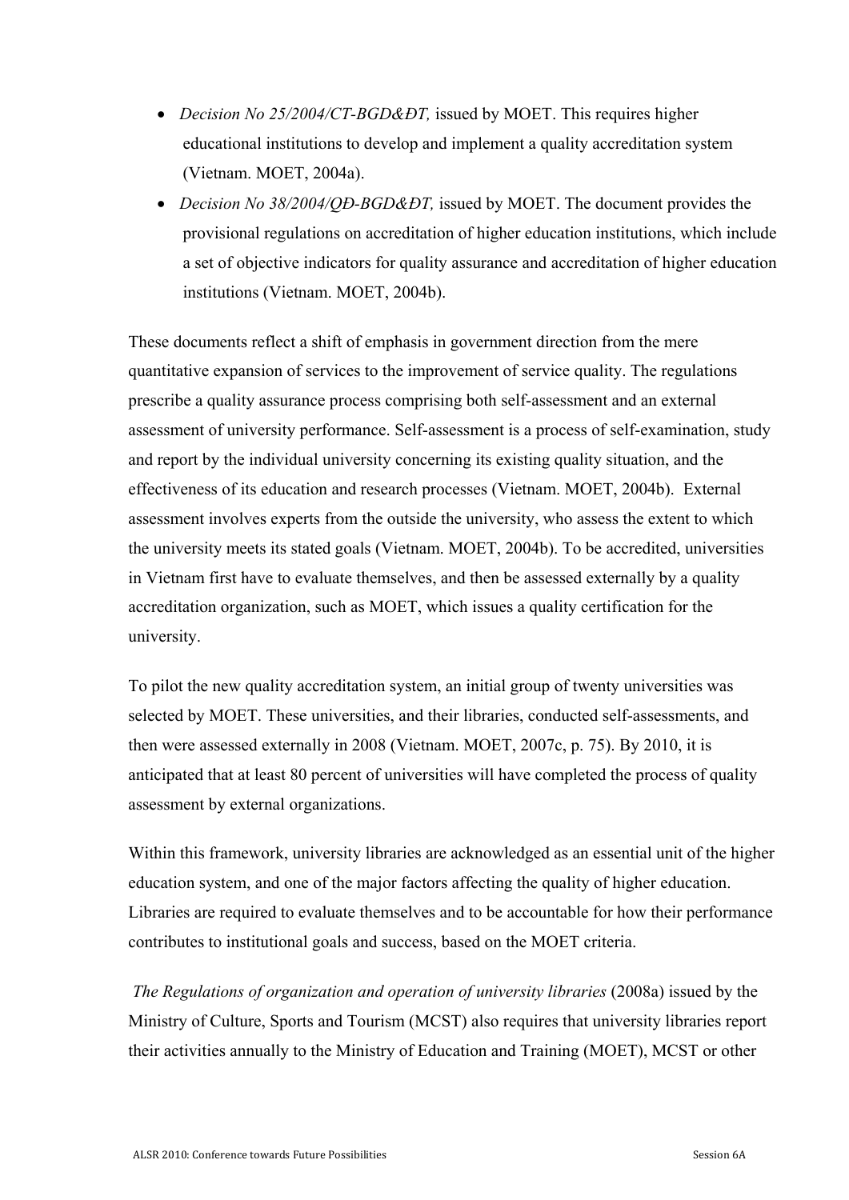- *Decision No 25/2004/CT-BGD&ĐT,* issued by MOET. This requires higher educational institutions to develop and implement a quality accreditation system (Vietnam. MOET, 2004a).
- *Decision No 38/2004/QĐ-BGD&ĐT,* issued by MOET. The document provides the provisional regulations on accreditation of higher education institutions, which include a set of objective indicators for quality assurance and accreditation of higher education institutions (Vietnam. MOET, 2004b).

These documents reflect a shift of emphasis in government direction from the mere quantitative expansion of services to the improvement of service quality. The regulations prescribe a quality assurance process comprising both self-assessment and an external assessment of university performance. Self-assessment is a process of self-examination, study and report by the individual university concerning its existing quality situation, and the effectiveness of its education and research processes (Vietnam. MOET, 2004b). External assessment involves experts from the outside the university, who assess the extent to which the university meets its stated goals (Vietnam. MOET, 2004b). To be accredited, universities in Vietnam first have to evaluate themselves, and then be assessed externally by a quality accreditation organization, such as MOET, which issues a quality certification for the university.

To pilot the new quality accreditation system, an initial group of twenty universities was selected by MOET. These universities, and their libraries, conducted self-assessments, and then were assessed externally in 2008 (Vietnam. MOET, 2007c, p. 75). By 2010, it is anticipated that at least 80 percent of universities will have completed the process of quality assessment by external organizations.

Within this framework, university libraries are acknowledged as an essential unit of the higher education system, and one of the major factors affecting the quality of higher education. Libraries are required to evaluate themselves and to be accountable for how their performance contributes to institutional goals and success, based on the MOET criteria.

*The Regulations of organization and operation of university libraries* (2008a) issued by the Ministry of Culture, Sports and Tourism (MCST) also requires that university libraries report their activities annually to the Ministry of Education and Training (MOET), MCST or other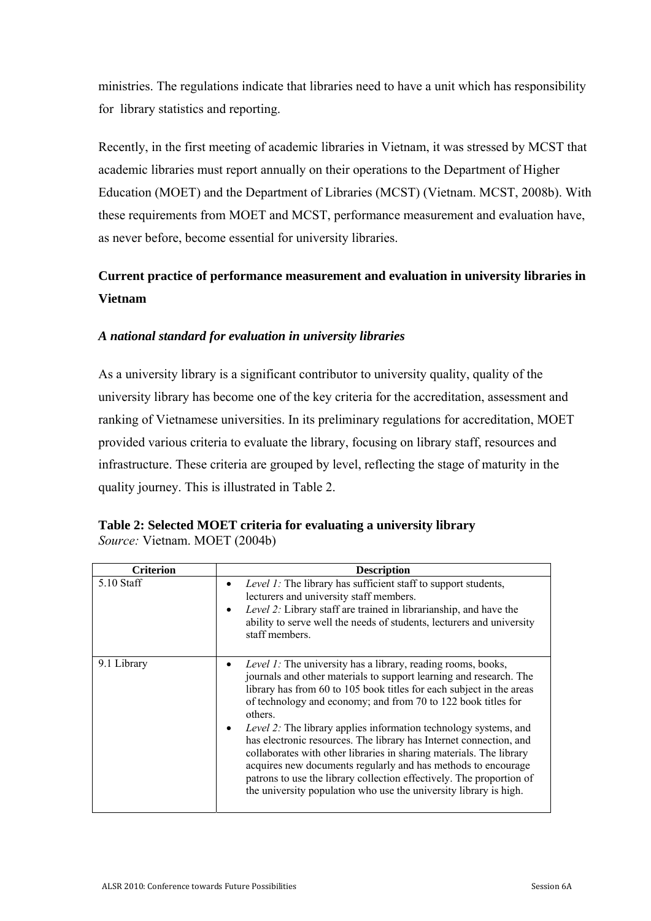ministries. The regulations indicate that libraries need to have a unit which has responsibility for library statistics and reporting.

Recently, in the first meeting of academic libraries in Vietnam, it was stressed by MCST that academic libraries must report annually on their operations to the Department of Higher Education (MOET) and the Department of Libraries (MCST) (Vietnam. MCST, 2008b). With these requirements from MOET and MCST, performance measurement and evaluation have, as never before, become essential for university libraries.

## Current practice of performance measurement and evaluation in university libraries in Vietnam

### *A national standard for evaluation in university libraries*

As a university library is a significant contributor to university quality, quality of the university library has become one of the key criteria for the accreditation, assessment and ranking of Vietnamese universities. In its preliminary regulations for accreditation, MOET provided various criteria to evaluate the library, focusing on library staff, resources and infrastructure. These criteria are grouped by level, reflecting the stage of maturity in the quality journey. This is illustrated in Table 2.

**Table 2: Selected MOET criteria for evaluating a university library**
*Source:* Vietnam. MOET (2004b)

| Criterion | Description |
|---|---|
| 5.10 Staff | • *Level 1:* The library has sufficient staff to support students, lecturers and university staff members.<br>• *Level 2:* Library staff are trained in librarianship, and have the ability to serve well the needs of students, lecturers and university staff members. |
| 9.1 Library | • *Level 1:* The university has a library, reading rooms, books, journals and other materials to support learning and research. The library has from 60 to 105 book titles for each subject in the areas of technology and economy; and from 70 to 122 book titles for others.<br>• *Level 2:* The library applies information technology systems, and has electronic resources. The library has Internet connection, and collaborates with other libraries in sharing materials. The library acquires new documents regularly and has methods to encourage patrons to use the library collection effectively. The proportion of the university population who use the university library is high. |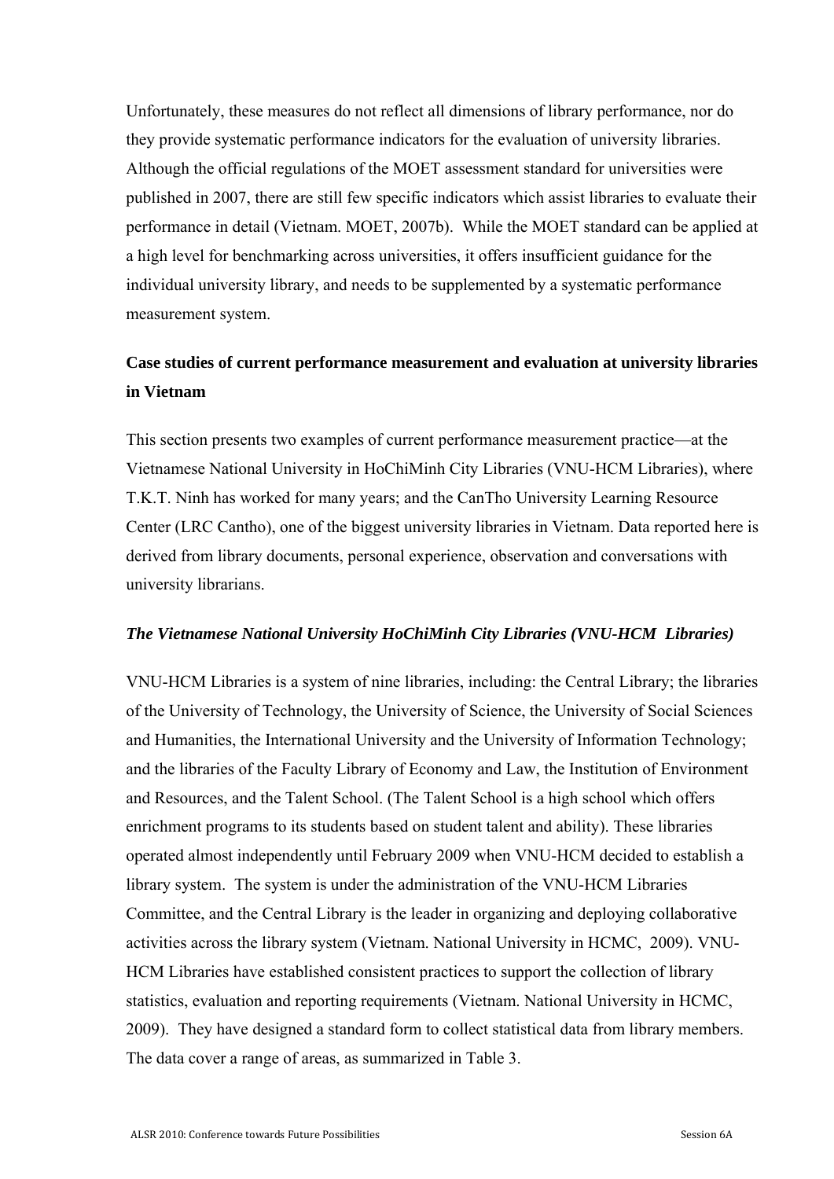Unfortunately, these measures do not reflect all dimensions of library performance, nor do they provide systematic performance indicators for the evaluation of university libraries. Although the official regulations of the MOET assessment standard for universities were published in 2007, there are still few specific indicators which assist libraries to evaluate their performance in detail (Vietnam. MOET, 2007b). While the MOET standard can be applied at a high level for benchmarking across universities, it offers insufficient guidance for the individual university library, and needs to be supplemented by a systematic performance measurement system.

## Case studies of current performance measurement and evaluation at university libraries in Vietnam

This section presents two examples of current performance measurement practice—at the Vietnamese National University in HoChiMinh City Libraries (VNU-HCM Libraries), where T.K.T. Ninh has worked for many years; and the CanTho University Learning Resource Center (LRC Cantho), one of the biggest university libraries in Vietnam. Data reported here is derived from library documents, personal experience, observation and conversations with university librarians.

### *The Vietnamese National University HoChiMinh City Libraries (VNU-HCM Libraries)*

VNU-HCM Libraries is a system of nine libraries, including: the Central Library; the libraries of the University of Technology, the University of Science, the University of Social Sciences and Humanities, the International University and the University of Information Technology; and the libraries of the Faculty Library of Economy and Law, the Institution of Environment and Resources, and the Talent School. (The Talent School is a high school which offers enrichment programs to its students based on student talent and ability). These libraries operated almost independently until February 2009 when VNU-HCM decided to establish a library system. The system is under the administration of the VNU-HCM Libraries Committee, and the Central Library is the leader in organizing and deploying collaborative activities across the library system (Vietnam. National University in HCMC, 2009). VNU-HCM Libraries have established consistent practices to support the collection of library statistics, evaluation and reporting requirements (Vietnam. National University in HCMC, 2009). They have designed a standard form to collect statistical data from library members. The data cover a range of areas, as summarized in Table 3.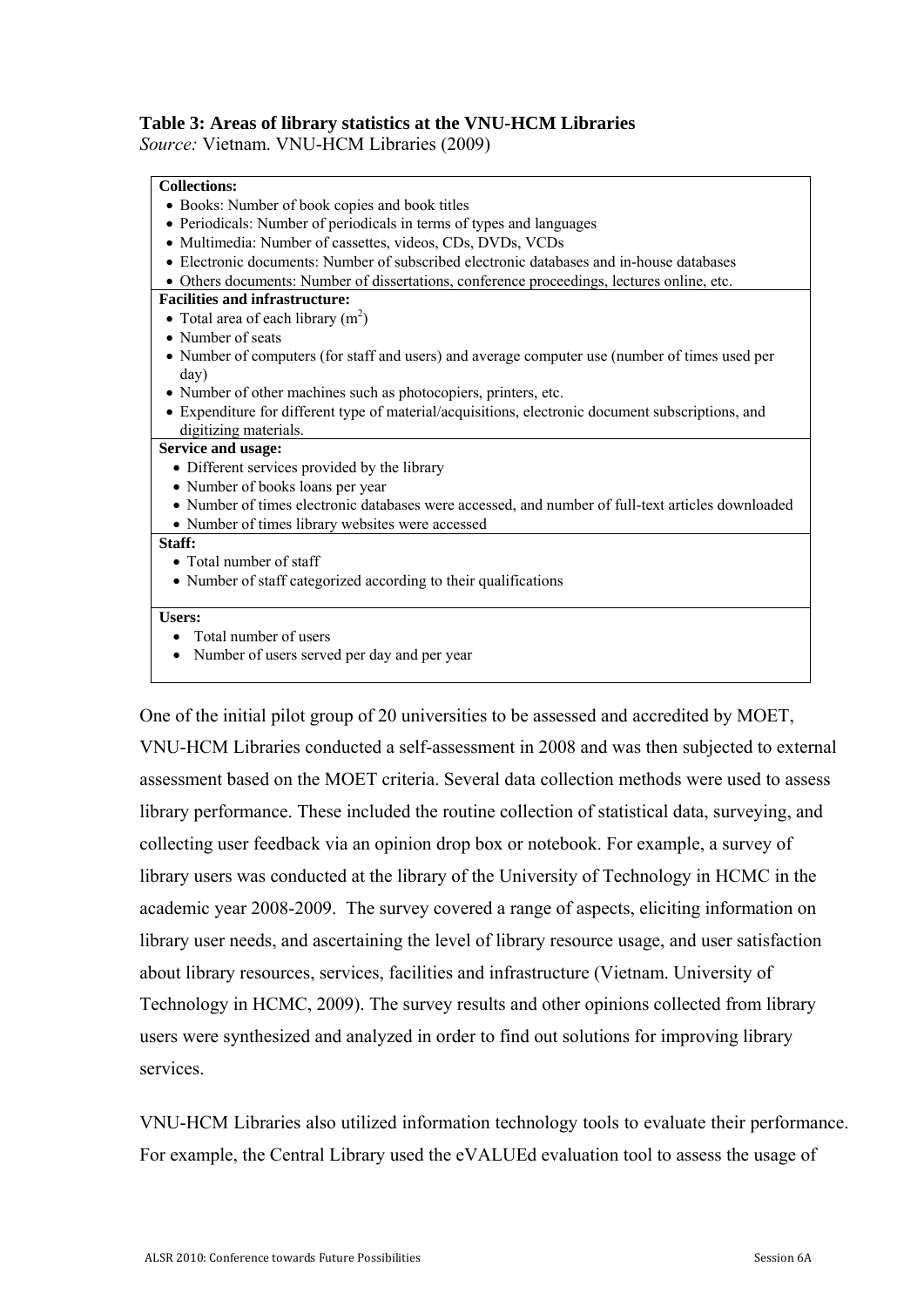**Table 3: Areas of library statistics at the VNU-HCM Libraries**
*Source:* Vietnam. VNU-HCM Libraries (2009)

| |
|---|
| **Collections:**<br>• Books: Number of book copies and book titles<br>• Periodicals: Number of periodicals in terms of types and languages<br>• Multimedia: Number of cassettes, videos, CDs, DVDs, VCDs<br>• Electronic documents: Number of subscribed electronic databases and in-house databases<br>• Others documents: Number of dissertations, conference proceedings, lectures online, etc. |
| **Facilities and infrastructure:**<br>• Total area of each library ($m^2$)<br>• Number of seats<br>• Number of computers (for staff and users) and average computer use (number of times used per day)<br>• Number of other machines such as photocopiers, printers, etc.<br>• Expenditure for different type of material/acquisitions, electronic document subscriptions, and digitizing materials. |
| **Service and usage:**<br>• Different services provided by the library<br>• Number of books loans per year<br>• Number of times electronic databases were accessed, and number of full-text articles downloaded<br>• Number of times library websites were accessed |
| **Staff:**<br>• Total number of staff<br>• Number of staff categorized according to their qualifications |
| **Users:**<br>• Total number of users<br>• Number of users served per day and per year |

One of the initial pilot group of 20 universities to be assessed and accredited by MOET, VNU-HCM Libraries conducted a self-assessment in 2008 and was then subjected to external assessment based on the MOET criteria. Several data collection methods were used to assess library performance. These included the routine collection of statistical data, surveying, and collecting user feedback via an opinion drop box or notebook. For example, a survey of library users was conducted at the library of the University of Technology in HCMC in the academic year 2008-2009. The survey covered a range of aspects, eliciting information on library user needs, and ascertaining the level of library resource usage, and user satisfaction about library resources, services, facilities and infrastructure (Vietnam. University of Technology in HCMC, 2009). The survey results and other opinions collected from library users were synthesized and analyzed in order to find out solutions for improving library services.

VNU-HCM Libraries also utilized information technology tools to evaluate their performance. For example, the Central Library used the eVALUEd evaluation tool to assess the usage of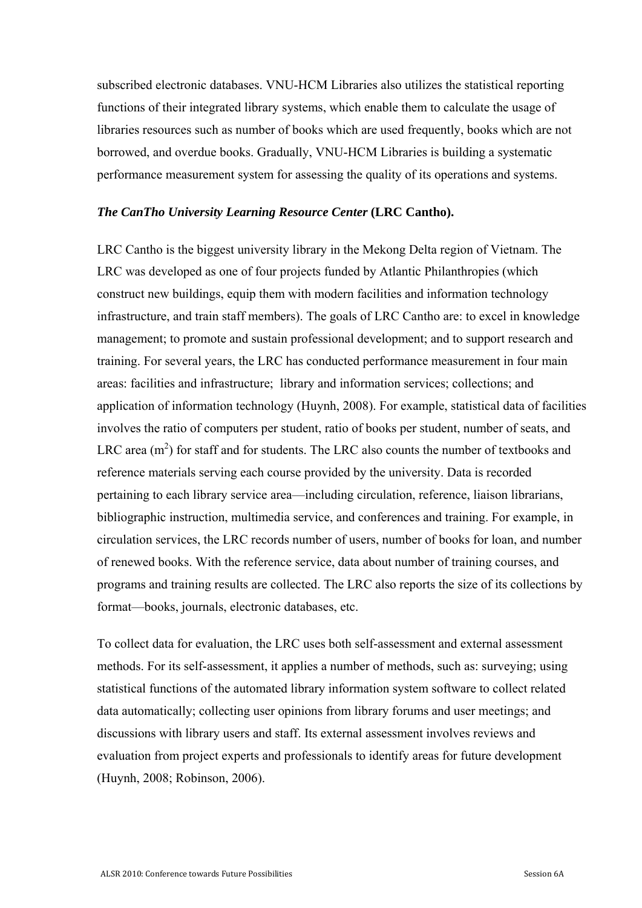subscribed electronic databases. VNU-HCM Libraries also utilizes the statistical reporting functions of their integrated library systems, which enable them to calculate the usage of libraries resources such as number of books which are used frequently, books which are not borrowed, and overdue books. Gradually, VNU-HCM Libraries is building a systematic performance measurement system for assessing the quality of its operations and systems.

***The CanTho University Learning Resource Center*** **(LRC Cantho).**

LRC Cantho is the biggest university library in the Mekong Delta region of Vietnam. The LRC was developed as one of four projects funded by Atlantic Philanthropies (which construct new buildings, equip them with modern facilities and information technology infrastructure, and train staff members). The goals of LRC Cantho are: to excel in knowledge management; to promote and sustain professional development; and to support research and training. For several years, the LRC has conducted performance measurement in four main areas: facilities and infrastructure; library and information services; collections; and application of information technology (Huynh, 2008). For example, statistical data of facilities involves the ratio of computers per student, ratio of books per student, number of seats, and LRC area ($m^2$) for staff and for students. The LRC also counts the number of textbooks and reference materials serving each course provided by the university. Data is recorded pertaining to each library service area—including circulation, reference, liaison librarians, bibliographic instruction, multimedia service, and conferences and training. For example, in circulation services, the LRC records number of users, number of books for loan, and number of renewed books. With the reference service, data about number of training courses, and programs and training results are collected. The LRC also reports the size of its collections by format—books, journals, electronic databases, etc.

To collect data for evaluation, the LRC uses both self-assessment and external assessment methods. For its self-assessment, it applies a number of methods, such as: surveying; using statistical functions of the automated library information system software to collect related data automatically; collecting user opinions from library forums and user meetings; and discussions with library users and staff. Its external assessment involves reviews and evaluation from project experts and professionals to identify areas for future development (Huynh, 2008; Robinson, 2006).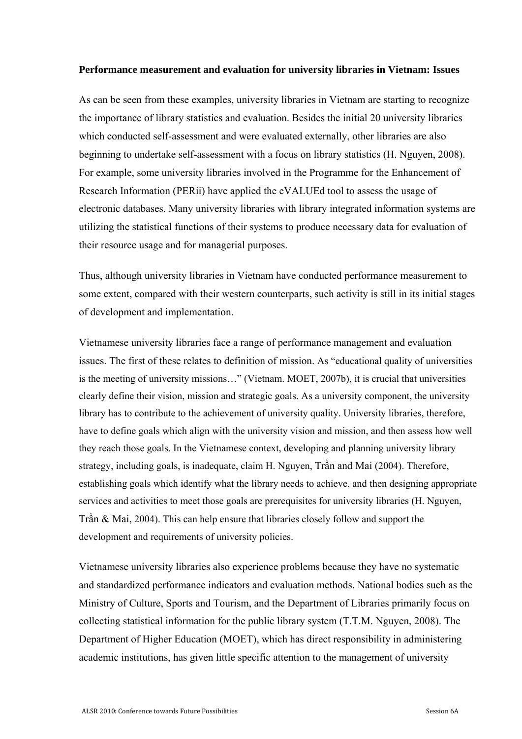**Performance measurement and evaluation for university libraries in Vietnam: Issues**

As can be seen from these examples, university libraries in Vietnam are starting to recognize the importance of library statistics and evaluation. Besides the initial 20 university libraries which conducted self-assessment and were evaluated externally, other libraries are also beginning to undertake self-assessment with a focus on library statistics (H. Nguyen, 2008). For example, some university libraries involved in the Programme for the Enhancement of Research Information (PERii) have applied the eVALUEd tool to assess the usage of electronic databases. Many university libraries with library integrated information systems are utilizing the statistical functions of their systems to produce necessary data for evaluation of their resource usage and for managerial purposes.

Thus, although university libraries in Vietnam have conducted performance measurement to some extent, compared with their western counterparts, such activity is still in its initial stages of development and implementation.

Vietnamese university libraries face a range of performance management and evaluation issues. The first of these relates to definition of mission. As "educational quality of universities is the meeting of university missions…" (Vietnam. MOET, 2007b), it is crucial that universities clearly define their vision, mission and strategic goals. As a university component, the university library has to contribute to the achievement of university quality. University libraries, therefore, have to define goals which align with the university vision and mission, and then assess how well they reach those goals. In the Vietnamese context, developing and planning university library strategy, including goals, is inadequate, claim H. Nguyen, Trần and Mai (2004). Therefore, establishing goals which identify what the library needs to achieve, and then designing appropriate services and activities to meet those goals are prerequisites for university libraries (H. Nguyen, Trần & Mai, 2004). This can help ensure that libraries closely follow and support the development and requirements of university policies.

Vietnamese university libraries also experience problems because they have no systematic and standardized performance indicators and evaluation methods. National bodies such as the Ministry of Culture, Sports and Tourism, and the Department of Libraries primarily focus on collecting statistical information for the public library system (T.T.M. Nguyen, 2008). The Department of Higher Education (MOET), which has direct responsibility in administering academic institutions, has given little specific attention to the management of university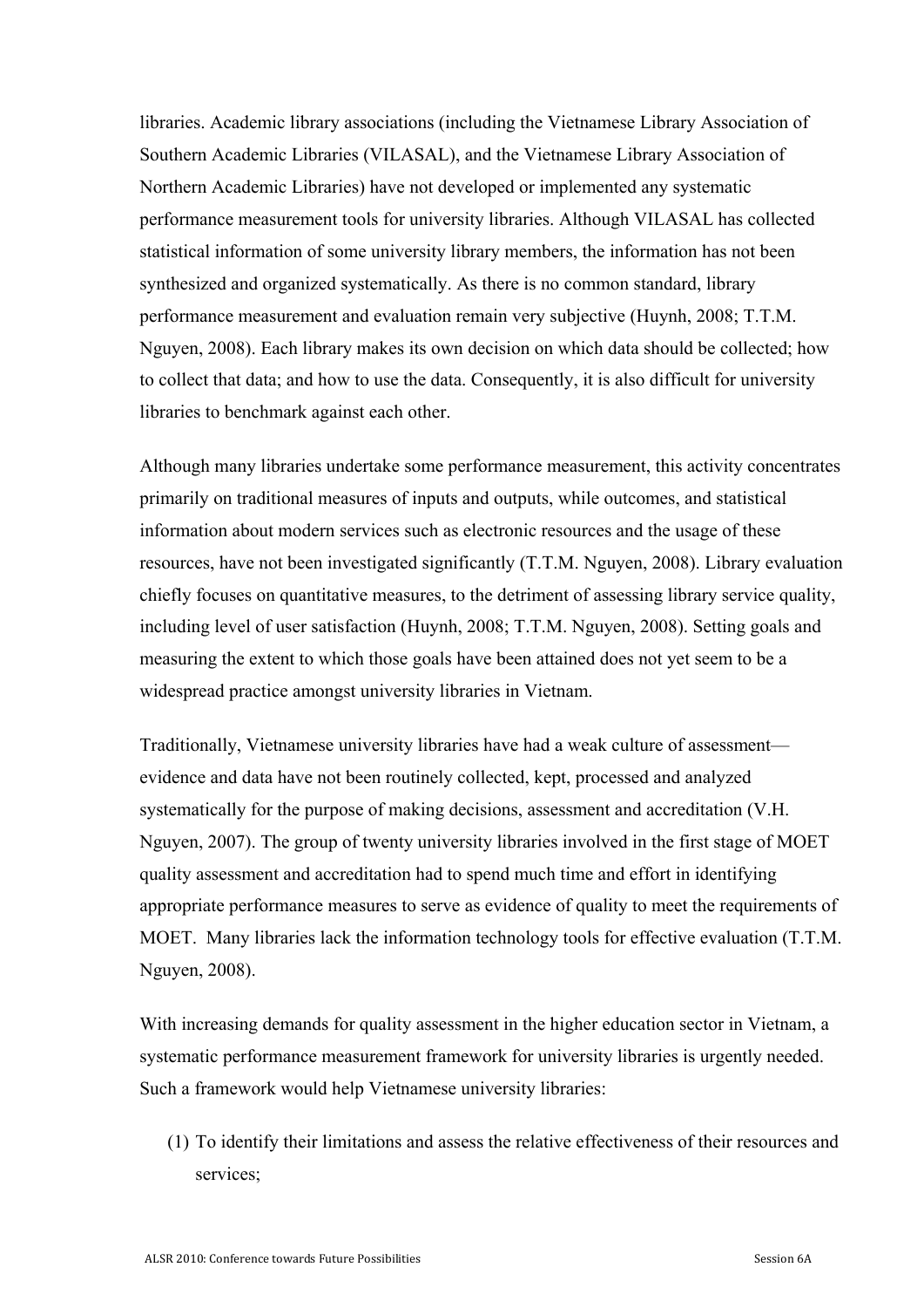libraries. Academic library associations (including the Vietnamese Library Association of Southern Academic Libraries (VILASAL), and the Vietnamese Library Association of Northern Academic Libraries) have not developed or implemented any systematic performance measurement tools for university libraries. Although VILASAL has collected statistical information of some university library members, the information has not been synthesized and organized systematically. As there is no common standard, library performance measurement and evaluation remain very subjective (Huynh, 2008; T.T.M. Nguyen, 2008). Each library makes its own decision on which data should be collected; how to collect that data; and how to use the data. Consequently, it is also difficult for university libraries to benchmark against each other.

Although many libraries undertake some performance measurement, this activity concentrates primarily on traditional measures of inputs and outputs, while outcomes, and statistical information about modern services such as electronic resources and the usage of these resources, have not been investigated significantly (T.T.M. Nguyen, 2008). Library evaluation chiefly focuses on quantitative measures, to the detriment of assessing library service quality, including level of user satisfaction (Huynh, 2008; T.T.M. Nguyen, 2008). Setting goals and measuring the extent to which those goals have been attained does not yet seem to be a widespread practice amongst university libraries in Vietnam.

Traditionally, Vietnamese university libraries have had a weak culture of assessment—evidence and data have not been routinely collected, kept, processed and analyzed systematically for the purpose of making decisions, assessment and accreditation (V.H. Nguyen, 2007). The group of twenty university libraries involved in the first stage of MOET quality assessment and accreditation had to spend much time and effort in identifying appropriate performance measures to serve as evidence of quality to meet the requirements of MOET. Many libraries lack the information technology tools for effective evaluation (T.T.M. Nguyen, 2008).

With increasing demands for quality assessment in the higher education sector in Vietnam, a systematic performance measurement framework for university libraries is urgently needed. Such a framework would help Vietnamese university libraries:

(1) To identify their limitations and assess the relative effectiveness of their resources and services;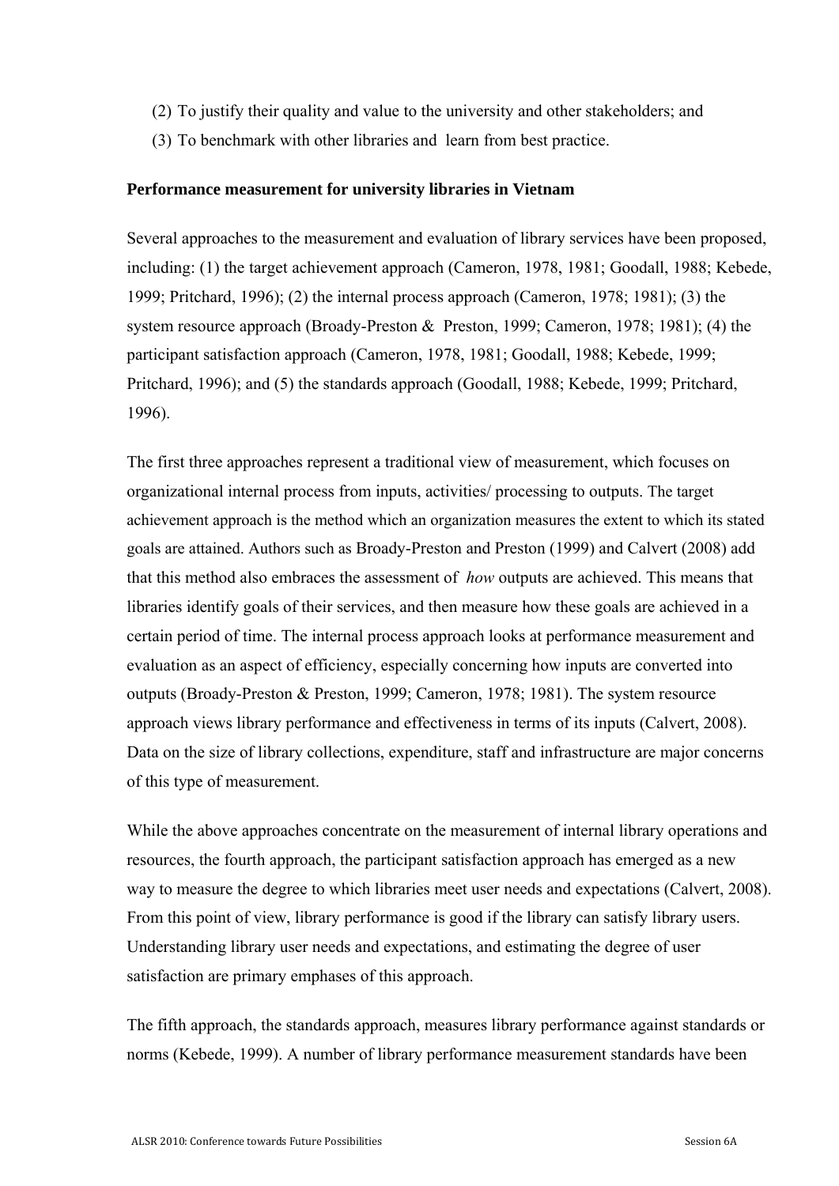(2) To justify their quality and value to the university and other stakeholders; and

(3) To benchmark with other libraries and learn from best practice.

**Performance measurement for university libraries in Vietnam**

Several approaches to the measurement and evaluation of library services have been proposed, including: (1) the target achievement approach (Cameron, 1978, 1981; Goodall, 1988; Kebede, 1999; Pritchard, 1996); (2) the internal process approach (Cameron, 1978; 1981); (3) the system resource approach (Broady-Preston & Preston, 1999; Cameron, 1978; 1981); (4) the participant satisfaction approach (Cameron, 1978, 1981; Goodall, 1988; Kebede, 1999; Pritchard, 1996); and (5) the standards approach (Goodall, 1988; Kebede, 1999; Pritchard, 1996).

The first three approaches represent a traditional view of measurement, which focuses on organizational internal process from inputs, activities/ processing to outputs. The target achievement approach is the method which an organization measures the extent to which its stated goals are attained. Authors such as Broady-Preston and Preston (1999) and Calvert (2008) add that this method also embraces the assessment of *how* outputs are achieved. This means that libraries identify goals of their services, and then measure how these goals are achieved in a certain period of time. The internal process approach looks at performance measurement and evaluation as an aspect of efficiency, especially concerning how inputs are converted into outputs (Broady-Preston & Preston, 1999; Cameron, 1978; 1981). The system resource approach views library performance and effectiveness in terms of its inputs (Calvert, 2008). Data on the size of library collections, expenditure, staff and infrastructure are major concerns of this type of measurement.

While the above approaches concentrate on the measurement of internal library operations and resources, the fourth approach, the participant satisfaction approach has emerged as a new way to measure the degree to which libraries meet user needs and expectations (Calvert, 2008). From this point of view, library performance is good if the library can satisfy library users. Understanding library user needs and expectations, and estimating the degree of user satisfaction are primary emphases of this approach.

The fifth approach, the standards approach, measures library performance against standards or norms (Kebede, 1999). A number of library performance measurement standards have been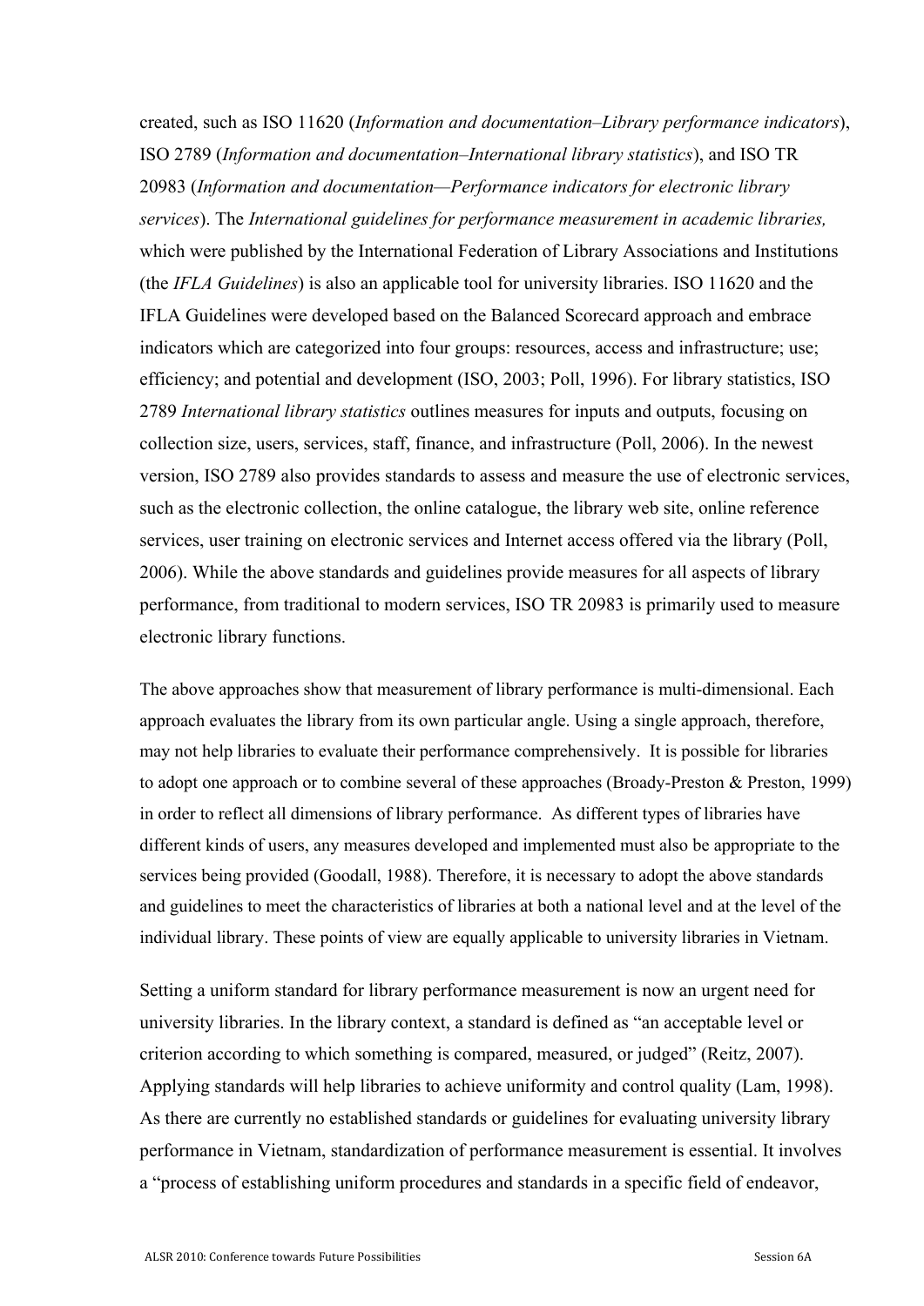created, such as ISO 11620 (*Information and documentation–Library performance indicators*), ISO 2789 (*Information and documentation–International library statistics*), and ISO TR 20983 (*Information and documentation—Performance indicators for electronic library services*). The *International guidelines for performance measurement in academic libraries,* which were published by the International Federation of Library Associations and Institutions (the *IFLA Guidelines*) is also an applicable tool for university libraries. ISO 11620 and the IFLA Guidelines were developed based on the Balanced Scorecard approach and embrace indicators which are categorized into four groups: resources, access and infrastructure; use; efficiency; and potential and development (ISO, 2003; Poll, 1996). For library statistics, ISO 2789 *International library statistics* outlines measures for inputs and outputs, focusing on collection size, users, services, staff, finance, and infrastructure (Poll, 2006). In the newest version, ISO 2789 also provides standards to assess and measure the use of electronic services, such as the electronic collection, the online catalogue, the library web site, online reference services, user training on electronic services and Internet access offered via the library (Poll, 2006). While the above standards and guidelines provide measures for all aspects of library performance, from traditional to modern services, ISO TR 20983 is primarily used to measure electronic library functions.

The above approaches show that measurement of library performance is multi-dimensional. Each approach evaluates the library from its own particular angle. Using a single approach, therefore, may not help libraries to evaluate their performance comprehensively. It is possible for libraries to adopt one approach or to combine several of these approaches (Broady-Preston & Preston, 1999) in order to reflect all dimensions of library performance. As different types of libraries have different kinds of users, any measures developed and implemented must also be appropriate to the services being provided (Goodall, 1988). Therefore, it is necessary to adopt the above standards and guidelines to meet the characteristics of libraries at both a national level and at the level of the individual library. These points of view are equally applicable to university libraries in Vietnam.

Setting a uniform standard for library performance measurement is now an urgent need for university libraries. In the library context, a standard is defined as "an acceptable level or criterion according to which something is compared, measured, or judged" (Reitz, 2007). Applying standards will help libraries to achieve uniformity and control quality (Lam, 1998). As there are currently no established standards or guidelines for evaluating university library performance in Vietnam, standardization of performance measurement is essential. It involves a "process of establishing uniform procedures and standards in a specific field of endeavor,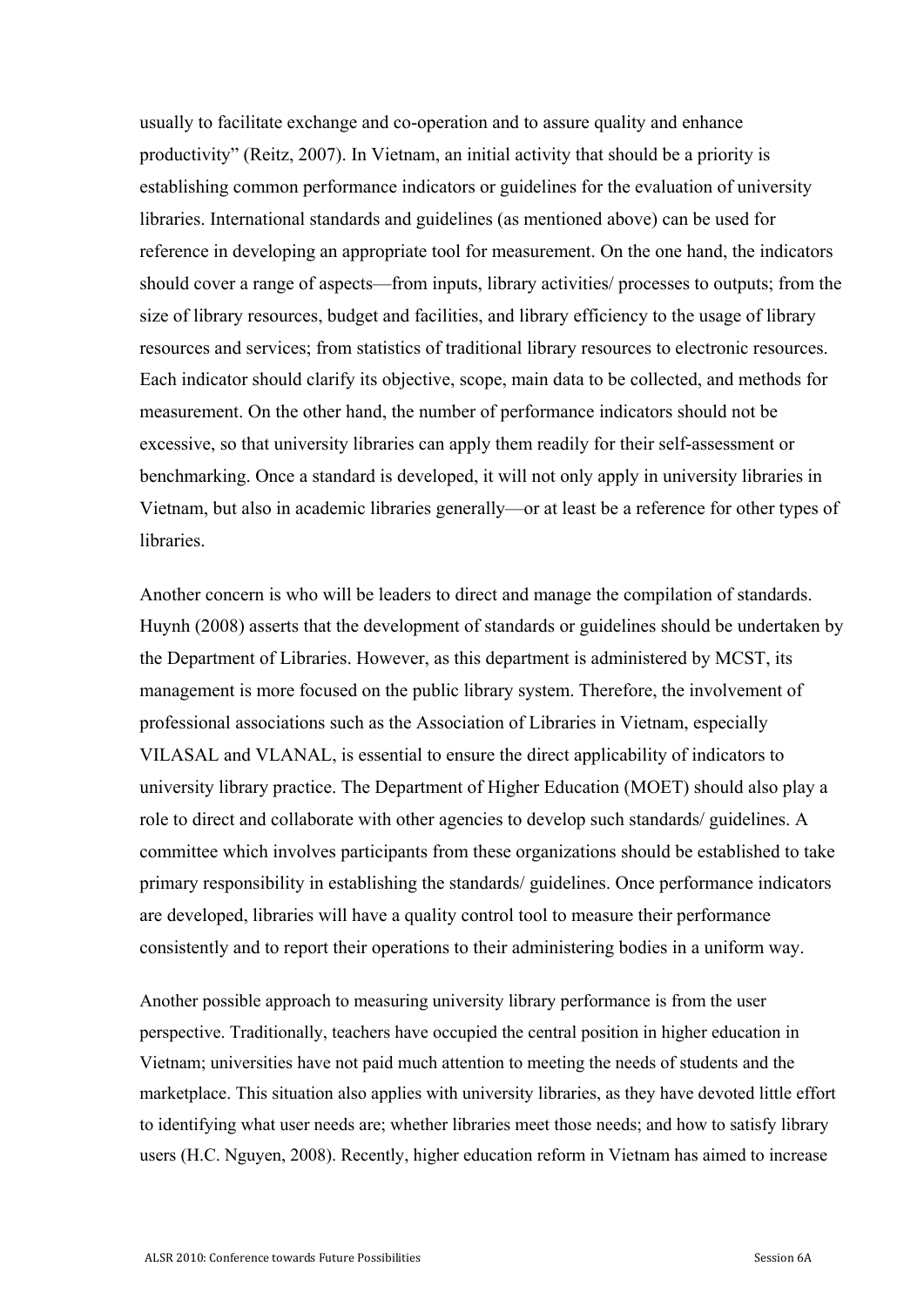usually to facilitate exchange and co-operation and to assure quality and enhance productivity" (Reitz, 2007). In Vietnam, an initial activity that should be a priority is establishing common performance indicators or guidelines for the evaluation of university libraries. International standards and guidelines (as mentioned above) can be used for reference in developing an appropriate tool for measurement. On the one hand, the indicators should cover a range of aspects—from inputs, library activities/ processes to outputs; from the size of library resources, budget and facilities, and library efficiency to the usage of library resources and services; from statistics of traditional library resources to electronic resources. Each indicator should clarify its objective, scope, main data to be collected, and methods for measurement. On the other hand, the number of performance indicators should not be excessive, so that university libraries can apply them readily for their self-assessment or benchmarking. Once a standard is developed, it will not only apply in university libraries in Vietnam, but also in academic libraries generally—or at least be a reference for other types of libraries.

Another concern is who will be leaders to direct and manage the compilation of standards. Huynh (2008) asserts that the development of standards or guidelines should be undertaken by the Department of Libraries. However, as this department is administered by MCST, its management is more focused on the public library system. Therefore, the involvement of professional associations such as the Association of Libraries in Vietnam, especially VILASAL and VLANAL, is essential to ensure the direct applicability of indicators to university library practice. The Department of Higher Education (MOET) should also play a role to direct and collaborate with other agencies to develop such standards/ guidelines. A committee which involves participants from these organizations should be established to take primary responsibility in establishing the standards/ guidelines. Once performance indicators are developed, libraries will have a quality control tool to measure their performance consistently and to report their operations to their administering bodies in a uniform way.

Another possible approach to measuring university library performance is from the user perspective. Traditionally, teachers have occupied the central position in higher education in Vietnam; universities have not paid much attention to meeting the needs of students and the marketplace. This situation also applies with university libraries, as they have devoted little effort to identifying what user needs are; whether libraries meet those needs; and how to satisfy library users (H.C. Nguyen, 2008). Recently, higher education reform in Vietnam has aimed to increase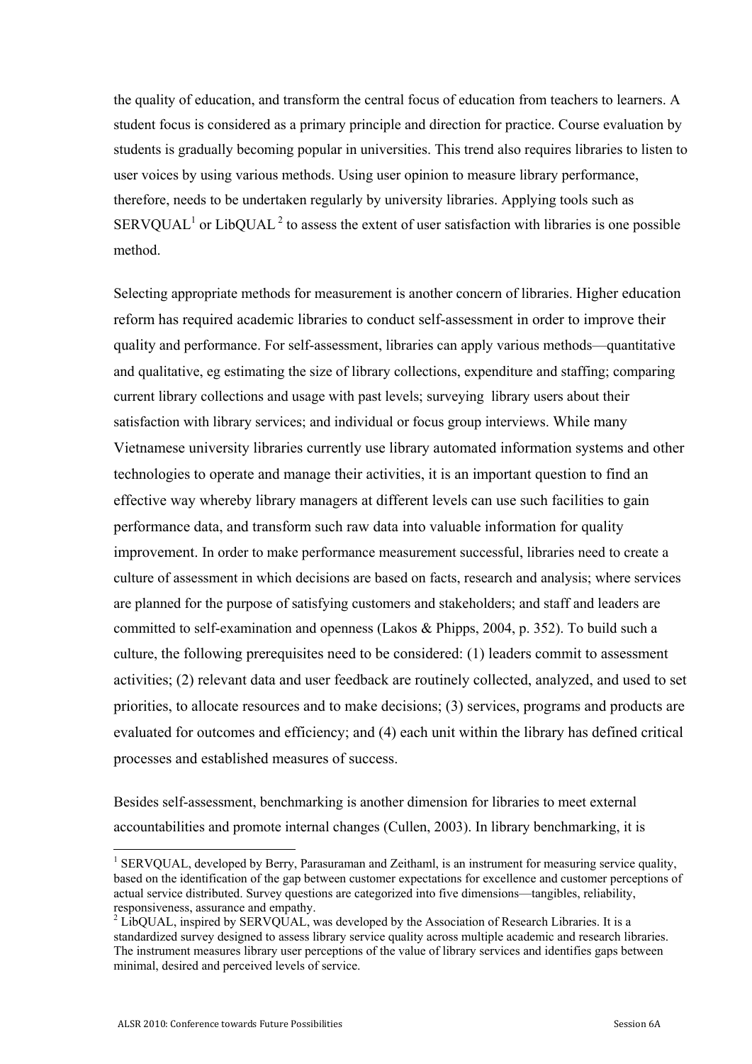the quality of education, and transform the central focus of education from teachers to learners. A student focus is considered as a primary principle and direction for practice. Course evaluation by students is gradually becoming popular in universities. This trend also requires libraries to listen to user voices by using various methods. Using user opinion to measure library performance, therefore, needs to be undertaken regularly by university libraries. Applying tools such as SERVQUAL[1] or LibQUAL[2] to assess the extent of user satisfaction with libraries is one possible method.

Selecting appropriate methods for measurement is another concern of libraries. Higher education reform has required academic libraries to conduct self-assessment in order to improve their quality and performance. For self-assessment, libraries can apply various methods—quantitative and qualitative, eg estimating the size of library collections, expenditure and staffing; comparing current library collections and usage with past levels; surveying library users about their satisfaction with library services; and individual or focus group interviews. While many Vietnamese university libraries currently use library automated information systems and other technologies to operate and manage their activities, it is an important question to find an effective way whereby library managers at different levels can use such facilities to gain performance data, and transform such raw data into valuable information for quality improvement. In order to make performance measurement successful, libraries need to create a culture of assessment in which decisions are based on facts, research and analysis; where services are planned for the purpose of satisfying customers and stakeholders; and staff and leaders are committed to self-examination and openness (Lakos & Phipps, 2004, p. 352). To build such a culture, the following prerequisites need to be considered: (1) leaders commit to assessment activities; (2) relevant data and user feedback are routinely collected, analyzed, and used to set priorities, to allocate resources and to make decisions; (3) services, programs and products are evaluated for outcomes and efficiency; and (4) each unit within the library has defined critical processes and established measures of success.

Besides self-assessment, benchmarking is another dimension for libraries to meet external accountabilities and promote internal changes (Cullen, 2003). In library benchmarking, it is

---

[1] SERVQUAL, developed by Berry, Parasuraman and Zeithaml, is an instrument for measuring service quality, based on the identification of the gap between customer expectations for excellence and customer perceptions of actual service distributed. Survey questions are categorized into five dimensions—tangibles, reliability, responsiveness, assurance and empathy.

[2] LibQUAL, inspired by SERVQUAL, was developed by the Association of Research Libraries. It is a standardized survey designed to assess library service quality across multiple academic and research libraries. The instrument measures library user perceptions of the value of library services and identifies gaps between minimal, desired and perceived levels of service.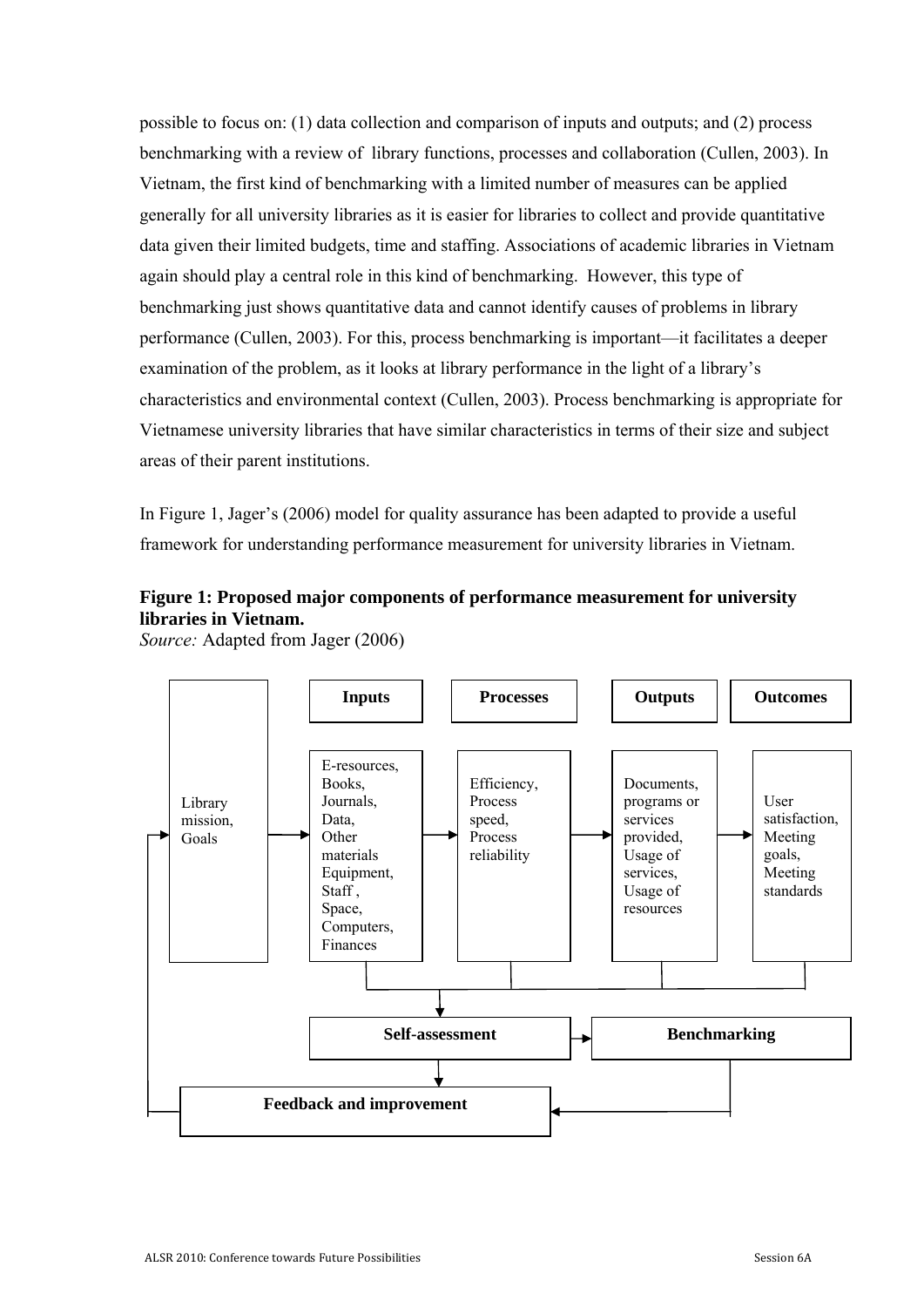possible to focus on: (1) data collection and comparison of inputs and outputs; and (2) process benchmarking with a review of library functions, processes and collaboration (Cullen, 2003). In Vietnam, the first kind of benchmarking with a limited number of measures can be applied generally for all university libraries as it is easier for libraries to collect and provide quantitative data given their limited budgets, time and staffing. Associations of academic libraries in Vietnam again should play a central role in this kind of benchmarking. However, this type of benchmarking just shows quantitative data and cannot identify causes of problems in library performance (Cullen, 2003). For this, process benchmarking is important—it facilitates a deeper examination of the problem, as it looks at library performance in the light of a library's characteristics and environmental context (Cullen, 2003). Process benchmarking is appropriate for Vietnamese university libraries that have similar characteristics in terms of their size and subject areas of their parent institutions.

In Figure 1, Jager's (2006) model for quality assurance has been adapted to provide a useful framework for understanding performance measurement for university libraries in Vietnam.

**Figure 1: Proposed major components of performance measurement for university libraries in Vietnam.**
*Source:* Adapted from Jager (2006)

| | **Inputs** | **Processes** | **Outputs** | **Outcomes** |
|---|---|---|---|---|
| Library mission, Goals | E-resources, Books, Journals, Data, Other materials Equipment, Staff , Space, Computers, Finances | Efficiency, Process speed, Process reliability | Documents, programs or services provided, Usage of services, Usage of resources | User satisfaction, Meeting goals, Meeting standards |

**Self-assessment** → **Benchmarking**

**Feedback and improvement**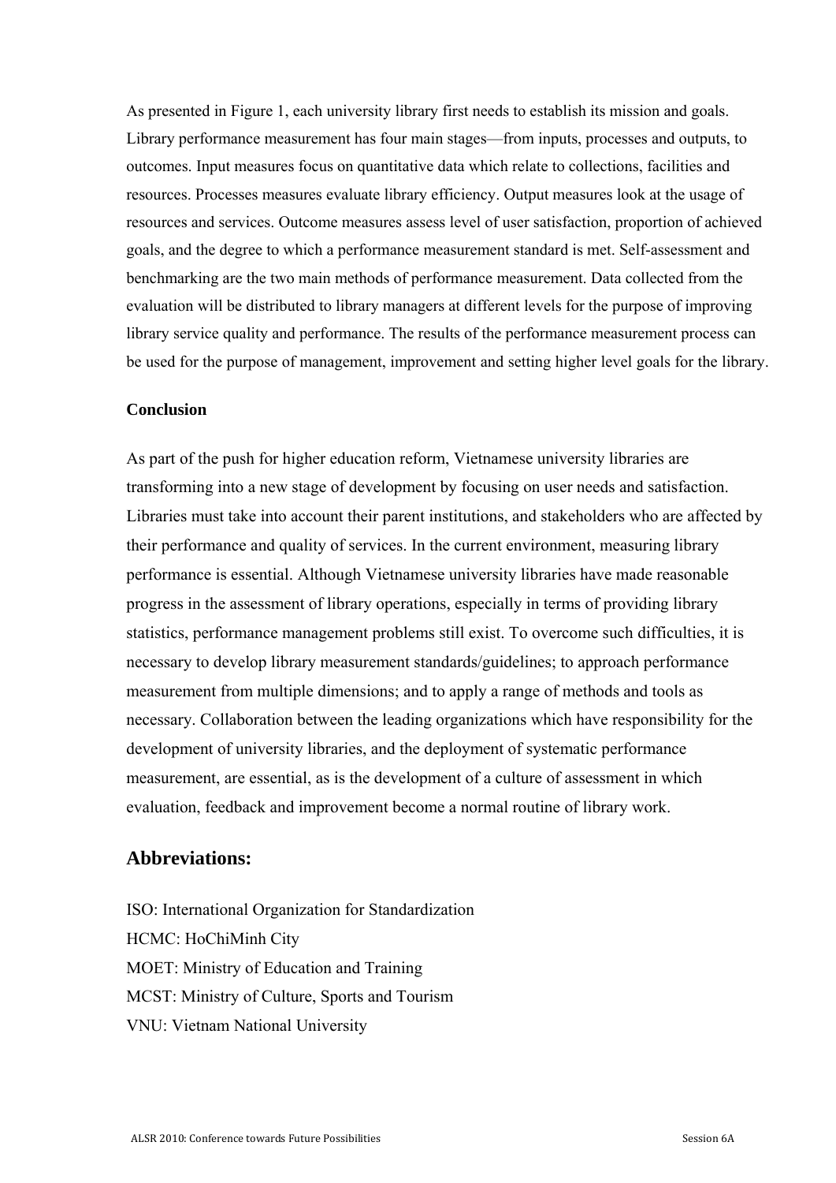As presented in Figure 1, each university library first needs to establish its mission and goals. Library performance measurement has four main stages—from inputs, processes and outputs, to outcomes. Input measures focus on quantitative data which relate to collections, facilities and resources. Processes measures evaluate library efficiency. Output measures look at the usage of resources and services. Outcome measures assess level of user satisfaction, proportion of achieved goals, and the degree to which a performance measurement standard is met. Self-assessment and benchmarking are the two main methods of performance measurement. Data collected from the evaluation will be distributed to library managers at different levels for the purpose of improving library service quality and performance. The results of the performance measurement process can be used for the purpose of management, improvement and setting higher level goals for the library.

**Conclusion**

As part of the push for higher education reform, Vietnamese university libraries are transforming into a new stage of development by focusing on user needs and satisfaction. Libraries must take into account their parent institutions, and stakeholders who are affected by their performance and quality of services. In the current environment, measuring library performance is essential. Although Vietnamese university libraries have made reasonable progress in the assessment of library operations, especially in terms of providing library statistics, performance management problems still exist. To overcome such difficulties, it is necessary to develop library measurement standards/guidelines; to approach performance measurement from multiple dimensions; and to apply a range of methods and tools as necessary. Collaboration between the leading organizations which have responsibility for the development of university libraries, and the deployment of systematic performance measurement, are essential, as is the development of a culture of assessment in which evaluation, feedback and improvement become a normal routine of library work.

## Abbreviations:

ISO: International Organization for Standardization
HCMC: HoChiMinh City
MOET: Ministry of Education and Training
MCST: Ministry of Culture, Sports and Tourism
VNU: Vietnam National University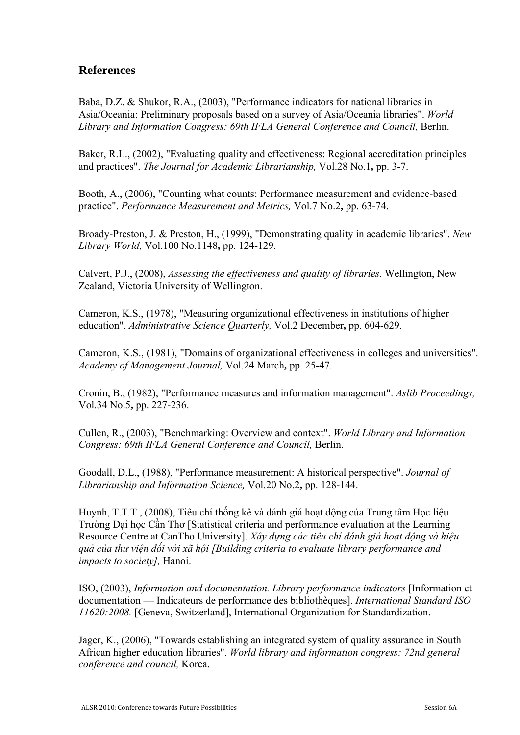## References

Baba, D.Z. & Shukor, R.A., (2003), "Performance indicators for national libraries in Asia/Oceania: Preliminary proposals based on a survey of Asia/Oceania libraries". *World Library and Information Congress: 69th IFLA General Conference and Council,* Berlin.

Baker, R.L., (2002), "Evaluating quality and effectiveness: Regional accreditation principles and practices". *The Journal for Academic Librarianship,* Vol.28 No.1**,** pp. 3-7.

Booth, A., (2006), "Counting what counts: Performance measurement and evidence-based practice". *Performance Measurement and Metrics,* Vol.7 No.2**,** pp. 63-74.

Broady-Preston, J. & Preston, H., (1999), "Demonstrating quality in academic libraries". *New Library World,* Vol.100 No.1148**,** pp. 124-129.

Calvert, P.J., (2008), *Assessing the effectiveness and quality of libraries.* Wellington, New Zealand, Victoria University of Wellington.

Cameron, K.S., (1978), "Measuring organizational effectiveness in institutions of higher education". *Administrative Science Quarterly,* Vol.2 December**,** pp. 604-629.

Cameron, K.S., (1981), "Domains of organizational effectiveness in colleges and universities". *Academy of Management Journal,* Vol.24 March**,** pp. 25-47.

Cronin, B., (1982), "Performance measures and information management". *Aslib Proceedings,* Vol.34 No.5**,** pp. 227-236.

Cullen, R., (2003), "Benchmarking: Overview and context". *World Library and Information Congress: 69th IFLA General Conference and Council,* Berlin.

Goodall, D.L., (1988), "Performance measurement: A historical perspective". *Journal of Librarianship and Information Science,* Vol.20 No.2**,** pp. 128-144.

Huynh, T.T.T., (2008), Tiêu chí thống kê và đánh giá hoạt động của Trung tâm Học liệu Trường Đại học Cần Thơ [Statistical criteria and performance evaluation at the Learning Resource Centre at CanTho University]. *Xây dựng các tiêu chí đánh giá hoạt động và hiệu quả của thư viện đối với xã hội [Building criteria to evaluate library performance and impacts to society],* Hanoi.

ISO, (2003), *Information and documentation. Library performance indicators* [Information et documentation — Indicateurs de performance des bibliothèques]. *International Standard ISO 11620:2008.* [Geneva, Switzerland], International Organization for Standardization.

Jager, K., (2006), "Towards establishing an integrated system of quality assurance in South African higher education libraries". *World library and information congress: 72nd general conference and council,* Korea.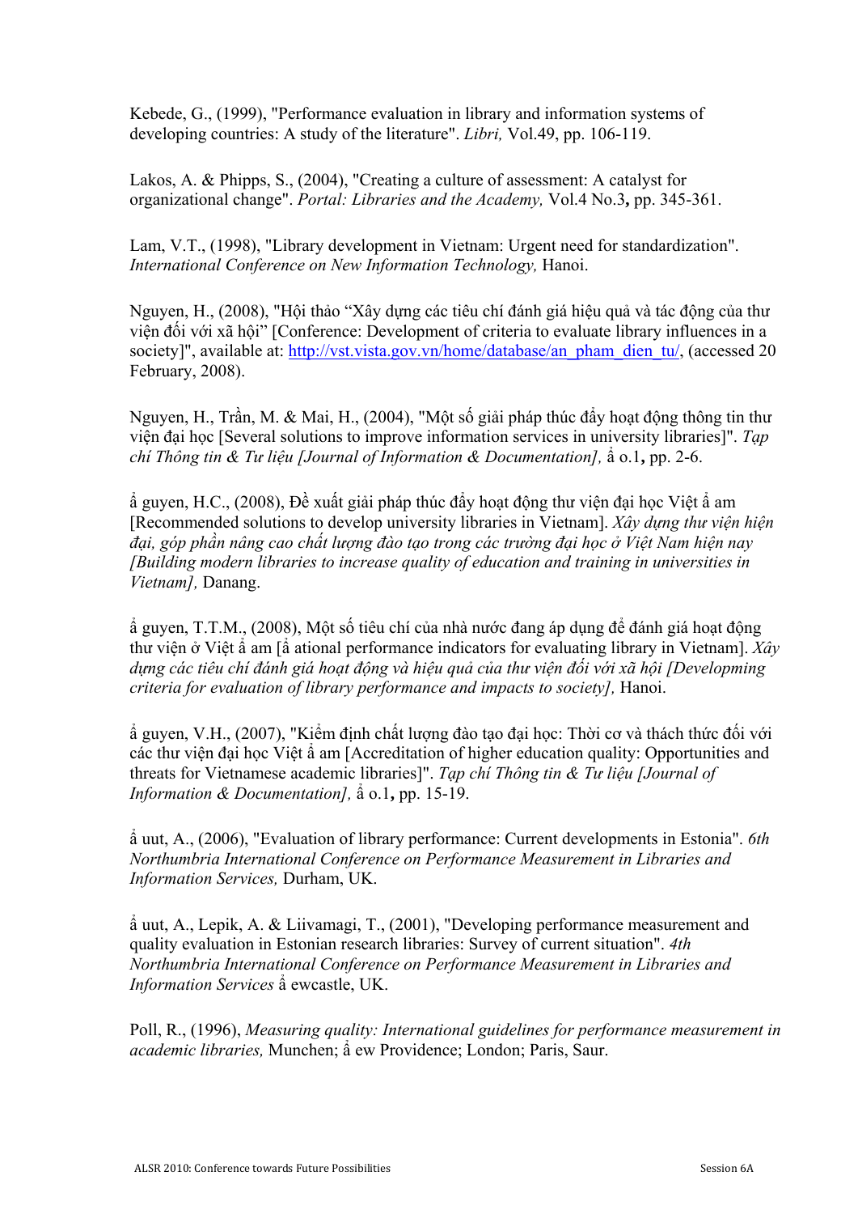Kebede, G., (1999), "Performance evaluation in library and information systems of developing countries: A study of the literature". *Libri,* Vol.49, pp. 106-119.

Lakos, A. & Phipps, S., (2004), "Creating a culture of assessment: A catalyst for organizational change". *Portal: Libraries and the Academy,* Vol.4 No.3**,** pp. 345-361.

Lam, V.T., (1998), "Library development in Vietnam: Urgent need for standardization". *International Conference on New Information Technology,* Hanoi.

Nguyen, H., (2008), "Hội thảo "Xây dựng các tiêu chí đánh giá hiệu quả và tác động của thư viện đối với xã hội" [Conference: Development of criteria to evaluate library influences in a society]", available at: http://vst.vista.gov.vn/home/database/an_pham_dien_tu/, (accessed 20 February, 2008).

Nguyen, H., Trần, M. & Mai, H., (2004), "Một số giải pháp thúc đẩy hoạt động thông tin thư viện đại học [Several solutions to improve information services in university libraries]". *Tạp chí Thông tin & Tư liệu [Journal of Information & Documentation],* ả o.1**,** pp. 2-6.

ả guyen, H.C., (2008), Đề xuất giải pháp thúc đẩy hoạt động thư viện đại học Việt ả am [Recommended solutions to develop university libraries in Vietnam]. *Xây dựng thư viện hiện đại, góp phần nâng cao chất lượng đào tạo trong các trường đại học ở Việt Nam hiện nay [Building modern libraries to increase quality of education and training in universities in Vietnam],* Danang.

ả guyen, T.T.M., (2008), Một số tiêu chí của nhà nước đang áp dụng để đánh giá hoạt động thư viện ở Việt ả am [ả ational performance indicators for evaluating library in Vietnam]. *Xây dựng các tiêu chí đánh giá hoạt động và hiệu quả của thư viện đối với xã hội [Developming criteria for evaluation of library performance and impacts to society],* Hanoi.

ả guyen, V.H., (2007), "Kiểm định chất lượng đào tạo đại học: Thời cơ và thách thức đối với các thư viện đại học Việt ả am [Accreditation of higher education quality: Opportunities and threats for Vietnamese academic libraries]". *Tạp chí Thông tin & Tư liệu [Journal of Information & Documentation],* ả o.1**,** pp. 15-19.

ả uut, A., (2006), "Evaluation of library performance: Current developments in Estonia". *6th Northumbria International Conference on Performance Measurement in Libraries and Information Services,* Durham, UK.

ả uut, A., Lepik, A. & Liivamagi, T., (2001), "Developing performance measurement and quality evaluation in Estonian research libraries: Survey of current situation". *4th Northumbria International Conference on Performance Measurement in Libraries and Information Services* ả ewcastle, UK.

Poll, R., (1996), *Measuring quality: International guidelines for performance measurement in academic libraries,* Munchen; ả ew Providence; London; Paris, Saur.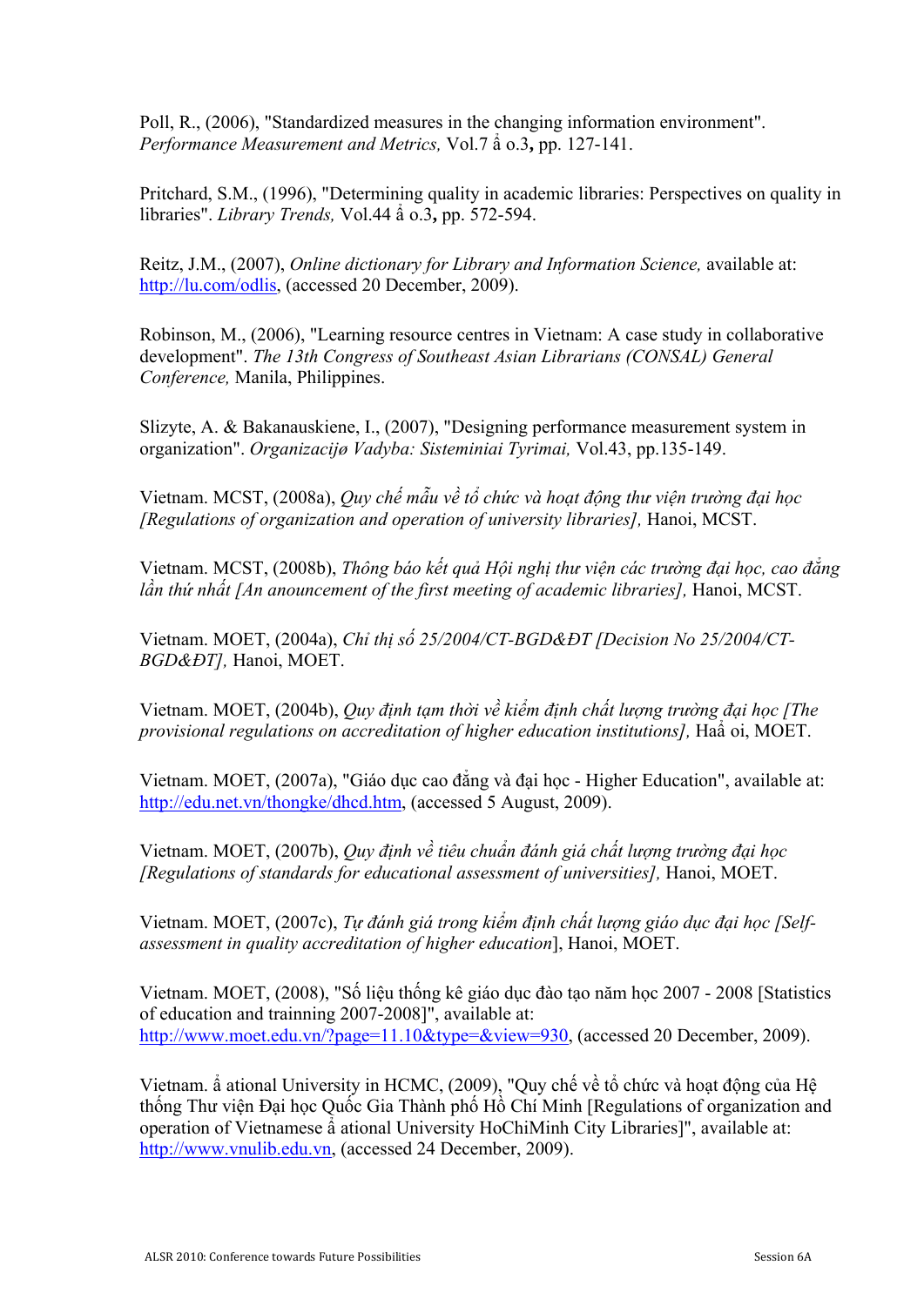Poll, R., (2006), "Standardized measures in the changing information environment". *Performance Measurement and Metrics,* Vol.7 ả o.3**,** pp. 127-141.

Pritchard, S.M., (1996), "Determining quality in academic libraries: Perspectives on quality in libraries". *Library Trends,* Vol.44 ả o.3**,** pp. 572-594.

Reitz, J.M., (2007), *Online dictionary for Library and Information Science,* available at: http://lu.com/odlis, (accessed 20 December, 2009).

Robinson, M., (2006), "Learning resource centres in Vietnam: A case study in collaborative development". *The 13th Congress of Southeast Asian Librarians (CONSAL) General Conference,* Manila, Philippines.

Slizyte, A. & Bakanauskiene, I., (2007), "Designing performance measurement system in organization". *Organizacijø Vadyba: Sisteminiai Tyrimai,* Vol.43, pp.135-149.

Vietnam. MCST, (2008a), *Quy chế mẫu về tổ chức và hoạt động thư viện trường đại học [Regulations of organization and operation of university libraries],* Hanoi, MCST.

Vietnam. MCST, (2008b), *Thông báo kết quả Hội nghị thư viện các trường đại học, cao đẳng lần thứ nhất [An anouncement of the first meeting of academic libraries],* Hanoi, MCST.

Vietnam. MOET, (2004a), *Chỉ thị số 25/2004/CT-BGD&ĐT [Decision No 25/2004/CT-BGD&ĐT],* Hanoi, MOET.

Vietnam. MOET, (2004b), *Quy định tạm thời về kiểm định chất lượng trường đại học [The provisional regulations on accreditation of higher education institutions],* Haả oi, MOET.

Vietnam. MOET, (2007a), "Giáo dục cao đẳng và đại học - Higher Education", available at: http://edu.net.vn/thongke/dhcd.htm, (accessed 5 August, 2009).

Vietnam. MOET, (2007b), *Quy định về tiêu chuẩn đánh giá chất lượng trường đại học [Regulations of standards for educational assessment of universities],* Hanoi, MOET.

Vietnam. MOET, (2007c), *Tự đánh giá trong kiểm định chất lượng giáo dục đại học [Self-assessment in quality accreditation of higher education*], Hanoi, MOET.

Vietnam. MOET, (2008), "Số liệu thống kê giáo dục đào tạo năm học 2007 - 2008 [Statistics of education and trainning 2007-2008]", available at: http://www.moet.edu.vn/?page=11.10&type=&view=930, (accessed 20 December, 2009).

Vietnam. ả ational University in HCMC, (2009), "Quy chế về tổ chức và hoạt động của Hệ thống Thư viện Đại học Quốc Gia Thành phố Hồ Chí Minh [Regulations of organization and operation of Vietnamese ả ational University HoChiMinh City Libraries]", available at: http://www.vnulib.edu.vn, (accessed 24 December, 2009).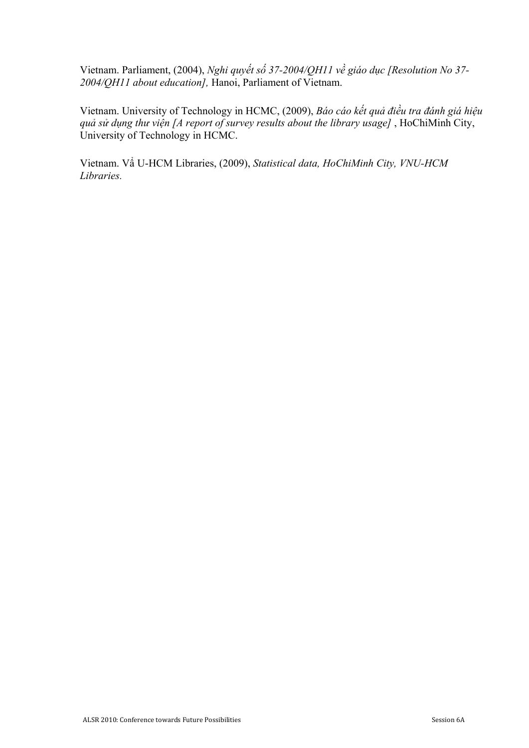Vietnam. Parliament, (2004), *Nghi quyết số 37-2004/QH11 về giáo dục [Resolution No 37-2004/QH11 about education],* Hanoi, Parliament of Vietnam.

Vietnam. University of Technology in HCMC, (2009), *Báo cáo kết quả điều tra đánh giá hiệu quả sử dụng thư viện [A report of survey results about the library usage]* , HoChiMinh City, University of Technology in HCMC.

Vietnam. Vẩ U-HCM Libraries, (2009), *Statistical data, HoChiMinh City, VNU-HCM Libraries.*